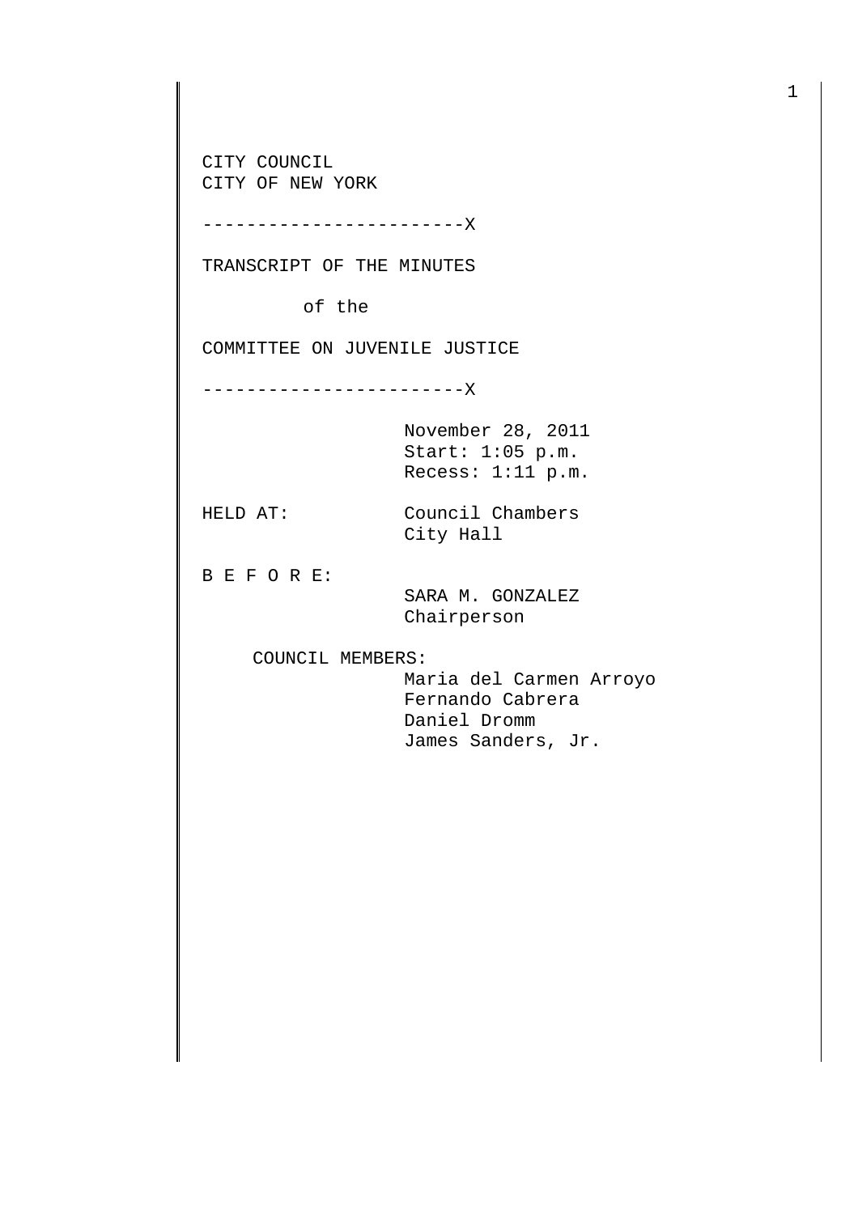CITY COUNCIL
CITY OF NEW YORK

------------------------X

TRANSCRIPT OF THE MINUTES

of the

COMMITTEE ON JUVENILE JUSTICE

------------------------X

November 28, 2011
Start: 1:05 p.m.
Recess: 1:11 p.m.

HELD AT: Council Chambers
City Hall

B E F O R E:

SARA M. GONZALEZ
Chairperson

COUNCIL MEMBERS:

Maria del Carmen Arroyo
Fernando Cabrera
Daniel Dromm
James Sanders, Jr.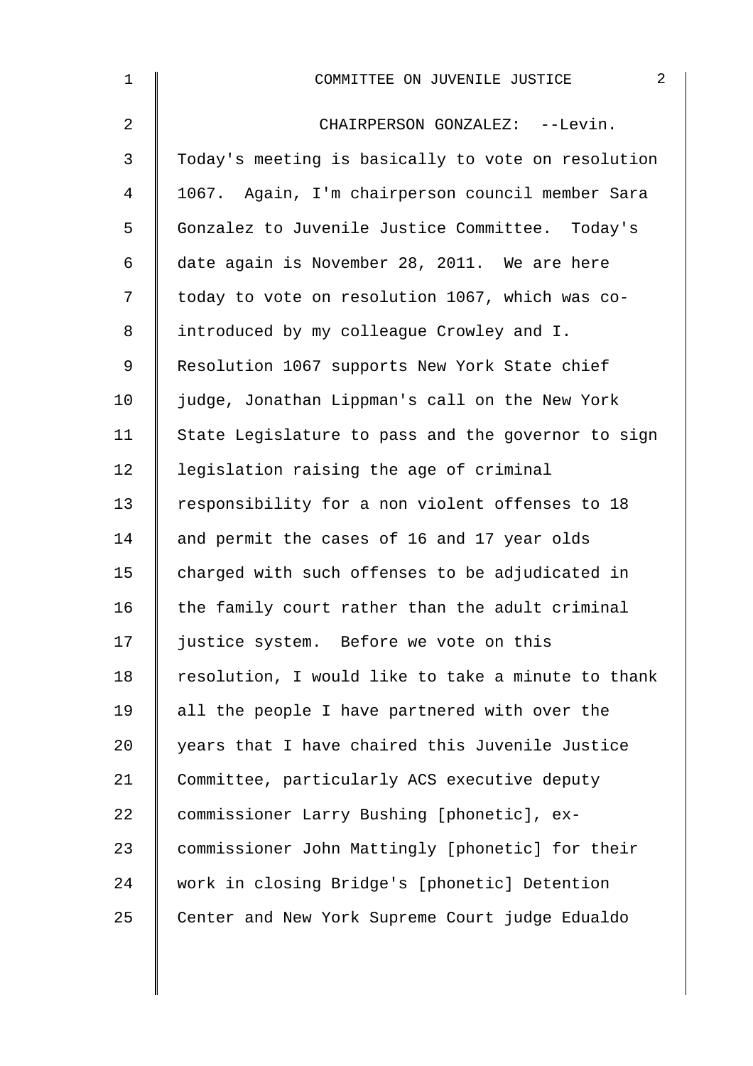CHAIRPERSON GONZALEZ: --Levin. Today's meeting is basically to vote on resolution 1067. Again, I'm chairperson council member Sara Gonzalez to Juvenile Justice Committee. Today's date again is November 28, 2011. We are here today to vote on resolution 1067, which was co-introduced by my colleague Crowley and I. Resolution 1067 supports New York State chief judge, Jonathan Lippman's call on the New York State Legislature to pass and the governor to sign legislation raising the age of criminal responsibility for a non violent offenses to 18 and permit the cases of 16 and 17 year olds charged with such offenses to be adjudicated in the family court rather than the adult criminal justice system. Before we vote on this resolution, I would like to take a minute to thank all the people I have partnered with over the years that I have chaired this Juvenile Justice Committee, particularly ACS executive deputy commissioner Larry Bushing [phonetic], ex-commissioner John Mattingly [phonetic] for their work in closing Bridge's [phonetic] Detention Center and New York Supreme Court judge Edualdo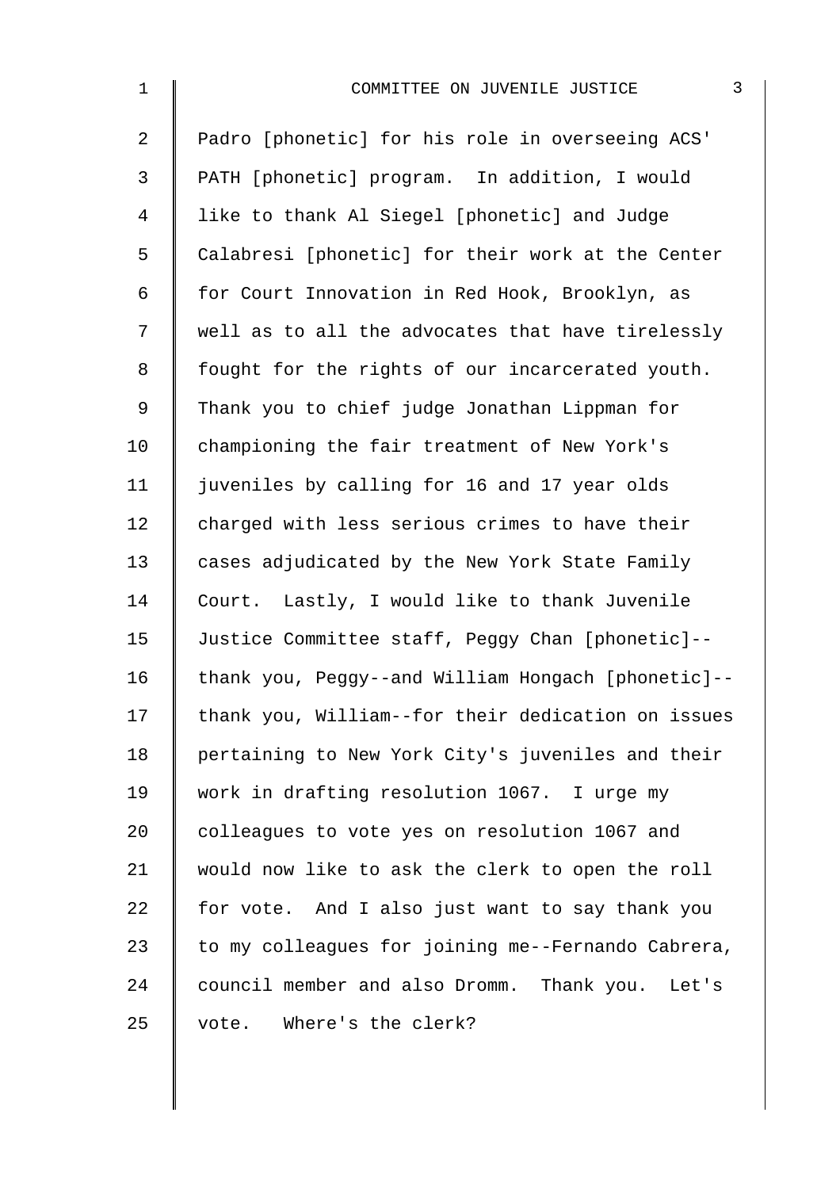Padro [phonetic] for his role in overseeing ACS' PATH [phonetic] program. In addition, I would like to thank Al Siegel [phonetic] and Judge Calabresi [phonetic] for their work at the Center for Court Innovation in Red Hook, Brooklyn, as well as to all the advocates that have tirelessly fought for the rights of our incarcerated youth. Thank you to chief judge Jonathan Lippman for championing the fair treatment of New York's juveniles by calling for 16 and 17 year olds charged with less serious crimes to have their cases adjudicated by the New York State Family Court. Lastly, I would like to thank Juvenile Justice Committee staff, Peggy Chan [phonetic]--thank you, Peggy--and William Hongach [phonetic]--thank you, William--for their dedication on issues pertaining to New York City's juveniles and their work in drafting resolution 1067. I urge my colleagues to vote yes on resolution 1067 and would now like to ask the clerk to open the roll for vote. And I also just want to say thank you to my colleagues for joining me--Fernando Cabrera, council member and also Dromm. Thank you. Let's vote. Where's the clerk?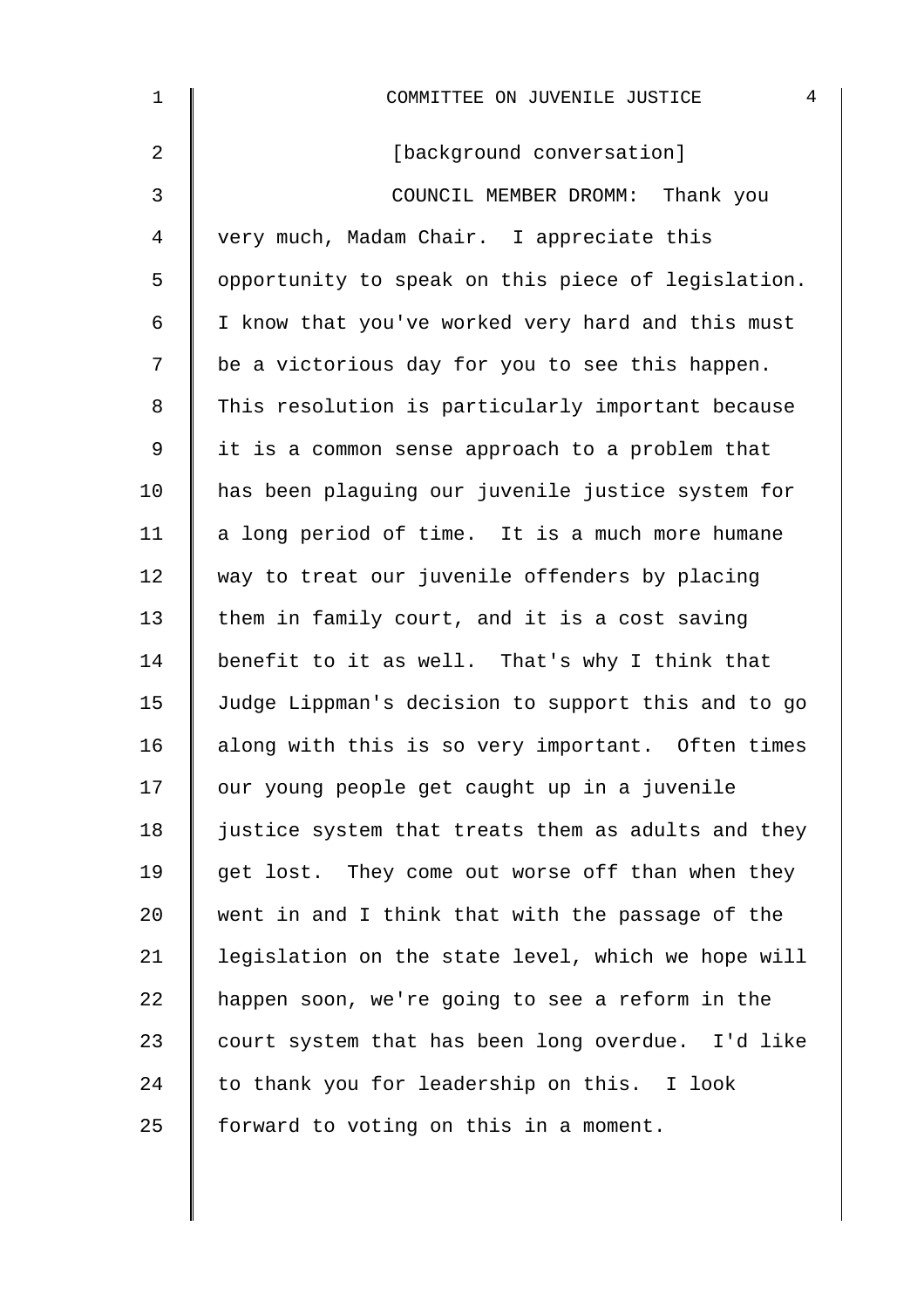[background conversation]

COUNCIL MEMBER DROMM: Thank you very much, Madam Chair. I appreciate this opportunity to speak on this piece of legislation. I know that you've worked very hard and this must be a victorious day for you to see this happen. This resolution is particularly important because it is a common sense approach to a problem that has been plaguing our juvenile justice system for a long period of time. It is a much more humane way to treat our juvenile offenders by placing them in family court, and it is a cost saving benefit to it as well. That's why I think that Judge Lippman's decision to support this and to go along with this is so very important. Often times our young people get caught up in a juvenile justice system that treats them as adults and they get lost. They come out worse off than when they went in and I think that with the passage of the legislation on the state level, which we hope will happen soon, we're going to see a reform in the court system that has been long overdue. I'd like to thank you for leadership on this. I look forward to voting on this in a moment.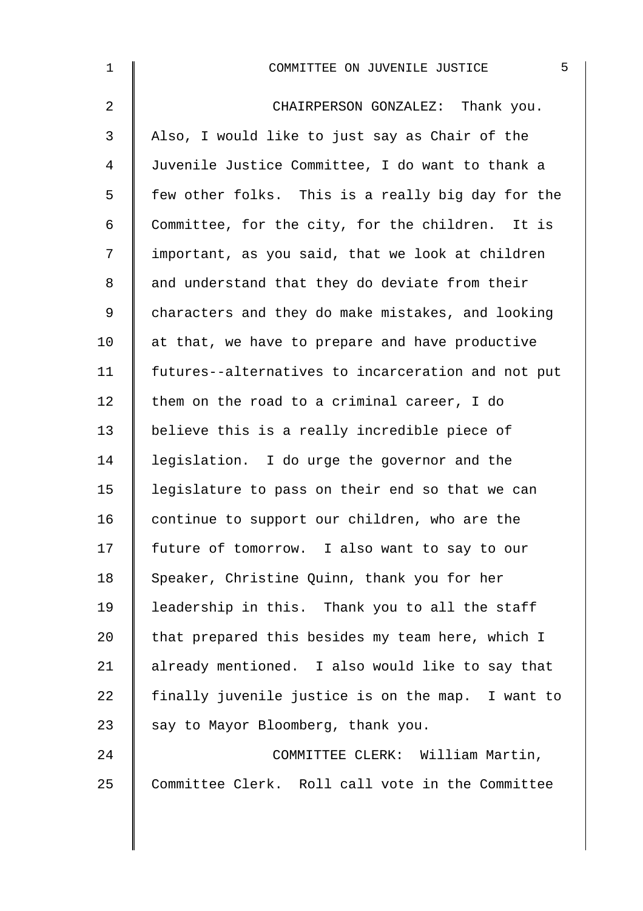CHAIRPERSON GONZALEZ: Thank you. Also, I would like to just say as Chair of the Juvenile Justice Committee, I do want to thank a few other folks. This is a really big day for the Committee, for the city, for the children. It is important, as you said, that we look at children and understand that they do deviate from their characters and they do make mistakes, and looking at that, we have to prepare and have productive futures--alternatives to incarceration and not put them on the road to a criminal career, I do believe this is a really incredible piece of legislation. I do urge the governor and the legislature to pass on their end so that we can continue to support our children, who are the future of tomorrow. I also want to say to our Speaker, Christine Quinn, thank you for her leadership in this. Thank you to all the staff that prepared this besides my team here, which I already mentioned. I also would like to say that finally juvenile justice is on the map. I want to say to Mayor Bloomberg, thank you.

COMMITTEE CLERK: William Martin, Committee Clerk. Roll call vote in the Committee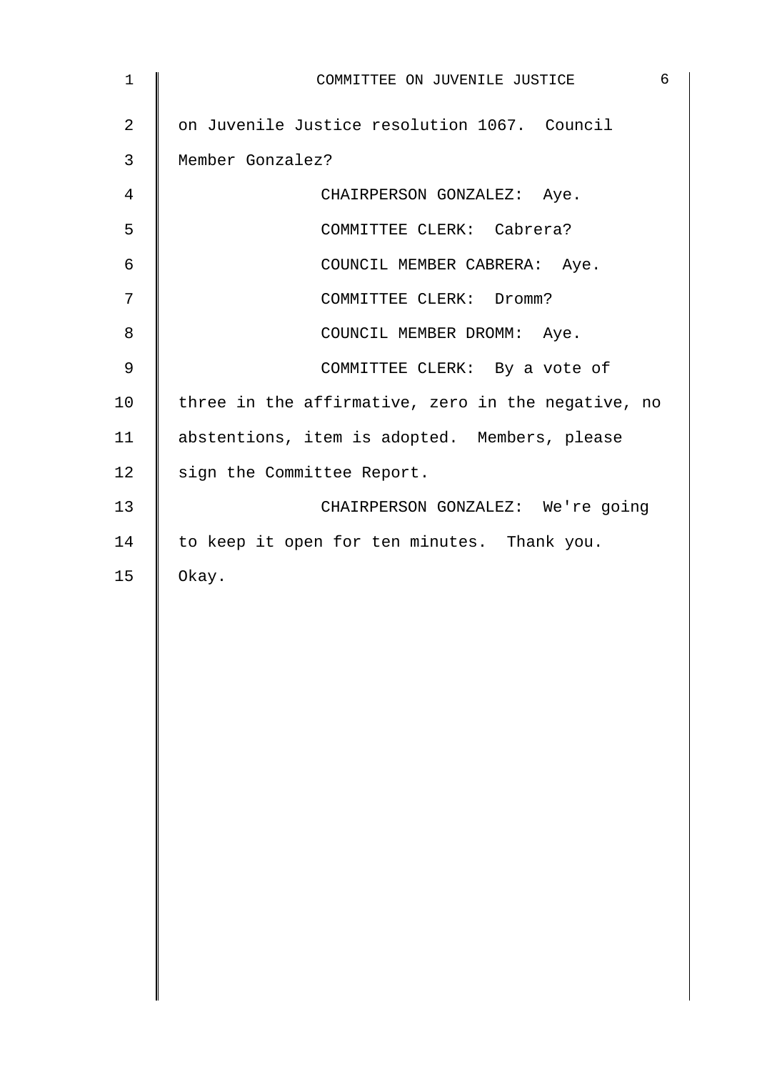on Juvenile Justice resolution 1067. Council Member Gonzalez?

CHAIRPERSON GONZALEZ: Aye.

COMMITTEE CLERK: Cabrera?

COUNCIL MEMBER CABRERA: Aye.

COMMITTEE CLERK: Dromm?

COUNCIL MEMBER DROMM: Aye.

COMMITTEE CLERK: By a vote of three in the affirmative, zero in the negative, no abstentions, item is adopted. Members, please sign the Committee Report.

CHAIRPERSON GONZALEZ: We're going to keep it open for ten minutes. Thank you. Okay.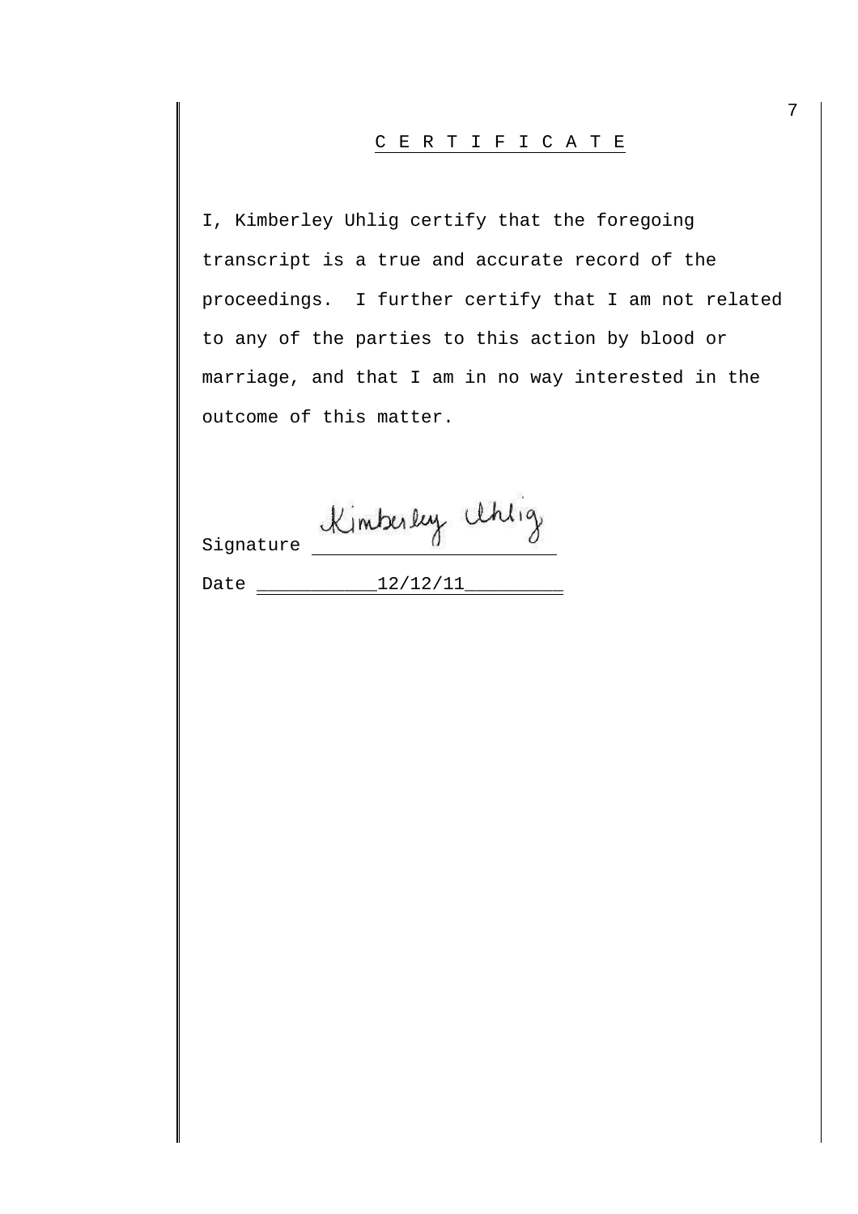# C E R T I F I C A T E

I, Kimberley Uhlig certify that the foregoing transcript is a true and accurate record of the proceedings. I further certify that I am not related to any of the parties to this action by blood or marriage, and that I am in no way interested in the outcome of this matter.

Signature Kimberley Uhlig

Date 12/12/11